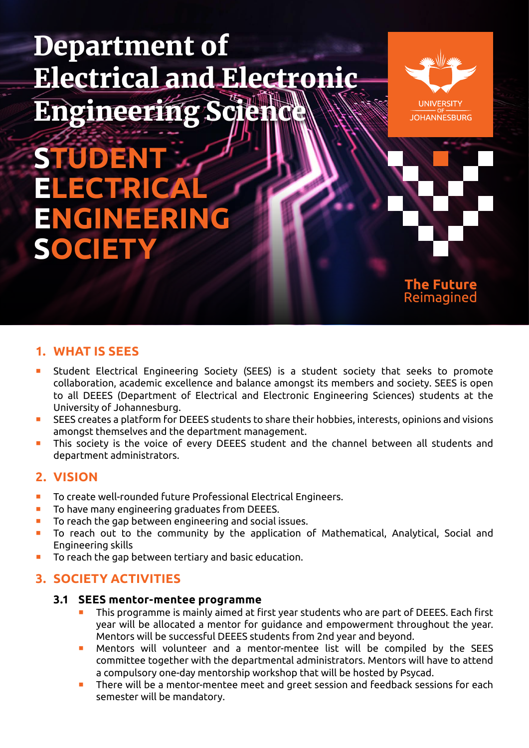# Department of Electrical and Electronic Engineering Science

# STUDENT ELECTRICAL ENGINEERING SOCIETY

UNIVERSITY OF JOHANNESBURG

**The Future** Reimagined

## 1. WHAT IS SEES

- Student Electrical Engineering Society (SEES) is a student society that seeks to promote collaboration, academic excellence and balance amongst its members and society. SEES is open to all DEEES (Department of Electrical and Electronic Engineering Sciences) students at the University of Johannesburg.
- SEES creates a platform for DEEES students to share their hobbies, interests, opinions and visions amongst themselves and the department management.
- This society is the voice of every DEEES student and the channel between all students and department administrators.

## 2. VISION

- To create well-rounded future Professional Electrical Engineers.
- To have many engineering graduates from DEEES.
- To reach the gap between engineering and social issues.
- To reach out to the community by the application of Mathematical, Analytical, Social and Engineering skills
- To reach the gap between tertiary and basic education.

## 3. SOCIETY ACTIVITIES

### 3.1 SEES mentor-mentee programme

- This programme is mainly aimed at first year students who are part of DEEES. Each first year will be allocated a mentor for guidance and empowerment throughout the year. Mentors will be successful DEEES students from 2nd year and beyond.
- Mentors will volunteer and a mentor-mentee list will be compiled by the SEES committee together with the departmental administrators. Mentors will have to attend a compulsory one-day mentorship workshop that will be hosted by Psycad.
- There will be a mentor-mentee meet and greet session and feedback sessions for each semester will be mandatory.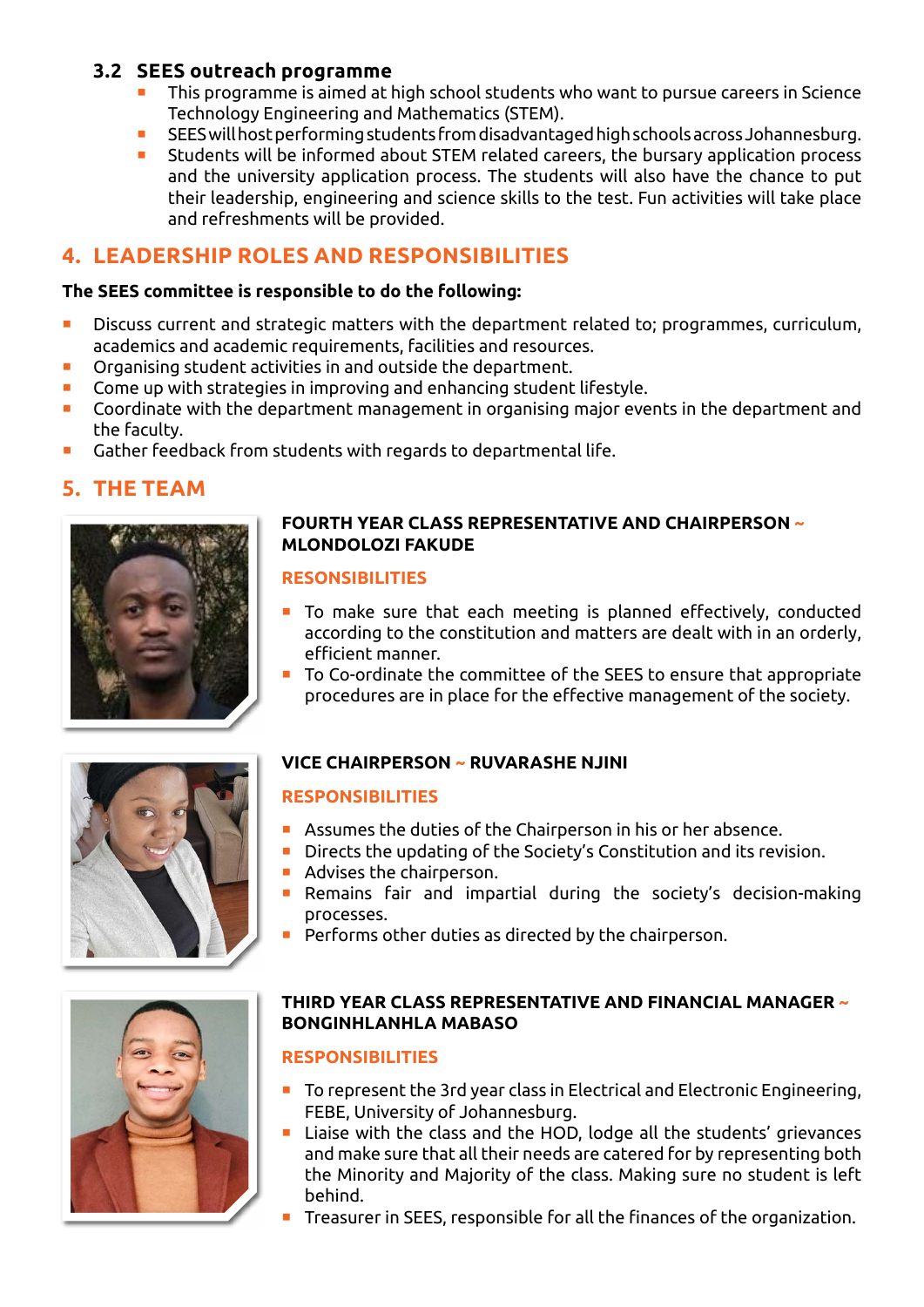### 3.2 SEES outreach programme

- This programme is aimed at high school students who want to pursue careers in Science Technology Engineering and Mathematics (STEM).
- SEES will host performing students from disadvantaged high schools across Johannesburg.
- Students will be informed about STEM related careers, the bursary application process and the university application process. The students will also have the chance to put their leadership, engineering and science skills to the test. Fun activities will take place and refreshments will be provided.

## 4. LEADERSHIP ROLES AND RESPONSIBILITIES

**The SEES committee is responsible to do the following:**

- Discuss current and strategic matters with the department related to; programmes, curriculum, academics and academic requirements, facilities and resources.
- Organising student activities in and outside the department.
- Come up with strategies in improving and enhancing student lifestyle.
- Coordinate with the department management in organising major events in the department and the faculty.
- Gather feedback from students with regards to departmental life.

## 5. THE TEAM

**FOURTH YEAR CLASS REPRESENTATIVE AND CHAIRPERSON ~ MLONDOLOZI FAKUDE**

**RESONSIBILITIES**

- To make sure that each meeting is planned effectively, conducted according to the constitution and matters are dealt with in an orderly, efficient manner.
- To Co-ordinate the committee of the SEES to ensure that appropriate procedures are in place for the effective management of the society.

**VICE CHAIRPERSON ~ RUVARASHE NJINI**

**RESPONSIBILITIES**

- Assumes the duties of the Chairperson in his or her absence.
- Directs the updating of the Society's Constitution and its revision.
- Advises the chairperson.
- Remains fair and impartial during the society's decision-making processes.
- Performs other duties as directed by the chairperson.

**THIRD YEAR CLASS REPRESENTATIVE AND FINANCIAL MANAGER ~ BONGINHLANHLA MABASO**

**RESPONSIBILITIES**

- To represent the 3rd year class in Electrical and Electronic Engineering, FEBE, University of Johannesburg.
- Liaise with the class and the HOD, lodge all the students' grievances and make sure that all their needs are catered for by representing both the Minority and Majority of the class. Making sure no student is left behind.
- Treasurer in SEES, responsible for all the finances of the organization.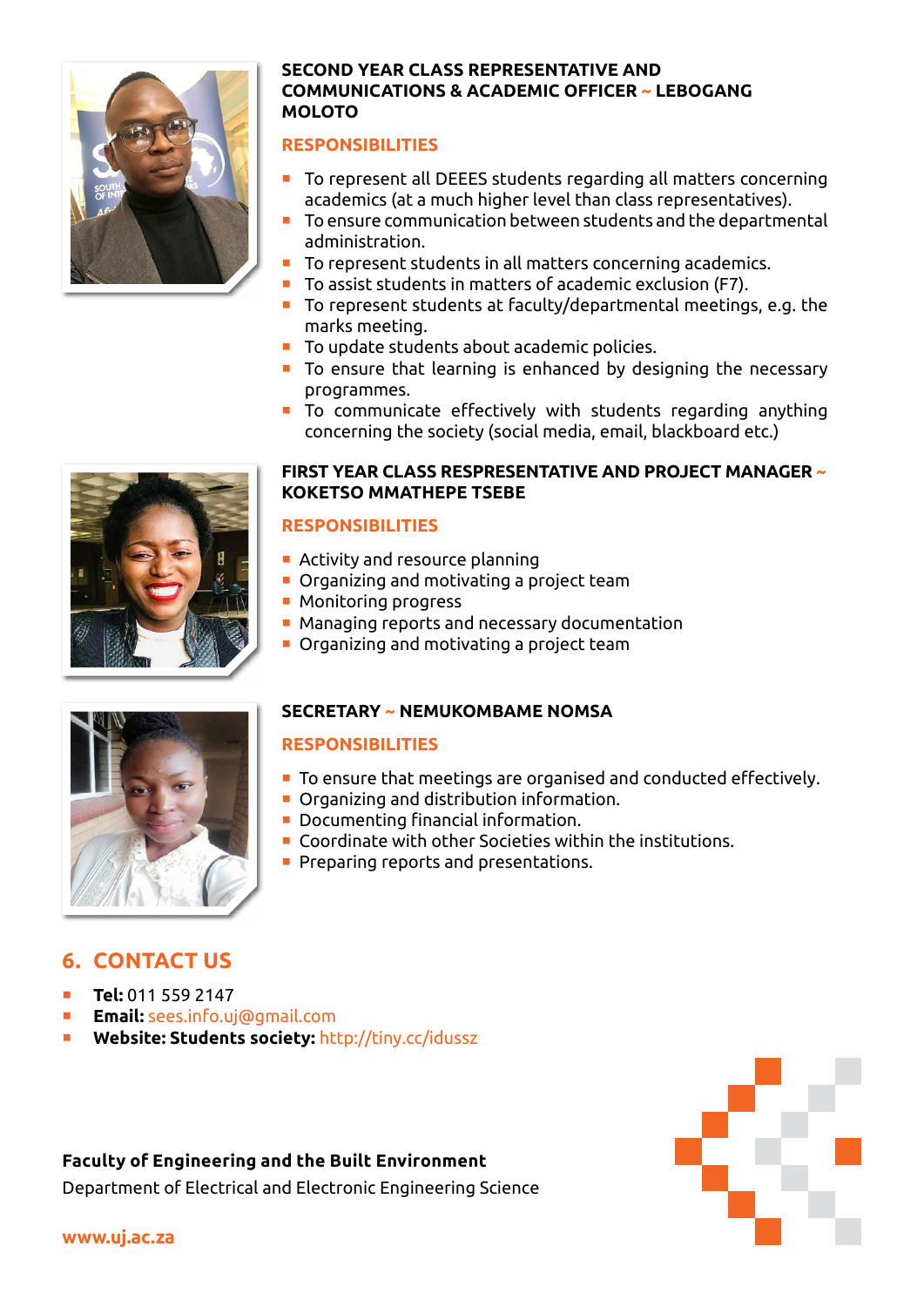### SECOND YEAR CLASS REPRESENTATIVE AND COMMUNICATIONS & ACADEMIC OFFICER ~ LEBOGANG MOLOTO

#### RESPONSIBILITIES

- To represent all DEEES students regarding all matters concerning academics (at a much higher level than class representatives).
- To ensure communication between students and the departmental administration.
- To represent students in all matters concerning academics.
- To assist students in matters of academic exclusion (F7).
- To represent students at faculty/departmental meetings, e.g. the marks meeting.
- To update students about academic policies.
- To ensure that learning is enhanced by designing the necessary programmes.
- To communicate effectively with students regarding anything concerning the society (social media, email, blackboard etc.)

### FIRST YEAR CLASS RESPRESENTATIVE AND PROJECT MANAGER ~ KOKETSO MMATHEPE TSEBE

#### RESPONSIBILITIES

- Activity and resource planning
- Organizing and motivating a project team
- Monitoring progress
- Managing reports and necessary documentation
- Organizing and motivating a project team

### SECRETARY ~ NEMUKOMBAME NOMSA

#### RESPONSIBILITIES

- To ensure that meetings are organised and conducted effectively.
- Organizing and distribution information.
- Documenting financial information.
- Coordinate with other Societies within the institutions.
- Preparing reports and presentations.

## 6. CONTACT US

- **Tel:** 011 559 2147
- **Email:** sees.info.uj@gmail.com
- **Website: Students society:** http://tiny.cc/idussz

**Faculty of Engineering and the Built Environment**
Department of Electrical and Electronic Engineering Science

**www.uj.ac.za**